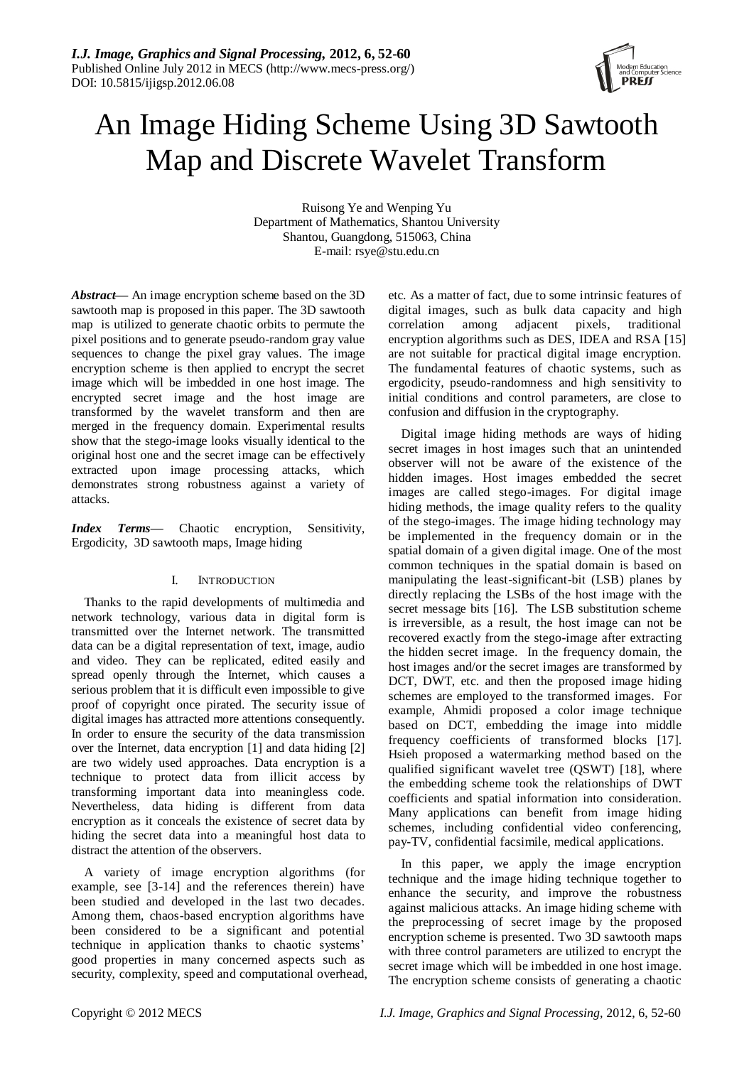# An Image Hiding Scheme Using 3D Sawtooth Map and Discrete Wavelet Transform

Ruisong Ye and Wenping Yu
Department of Mathematics, Shantou University
Shantou, Guangdong, 515063, China
E-mail: rsye@stu.edu.cn

***Abstract*****—** An image encryption scheme based on the 3D sawtooth map is proposed in this paper. The 3D sawtooth map is utilized to generate chaotic orbits to permute the pixel positions and to generate pseudo-random gray value sequences to change the pixel gray values. The image encryption scheme is then applied to encrypt the secret image which will be imbedded in one host image. The encrypted secret image and the host image are transformed by the wavelet transform and then are merged in the frequency domain. Experimental results show that the stego-image looks visually identical to the original host one and the secret image can be effectively extracted upon image processing attacks, which demonstrates strong robustness against a variety of attacks.

***Index Terms*****—** Chaotic encryption, Sensitivity, Ergodicity, 3D sawtooth maps, Image hiding

## I. INTRODUCTION

Thanks to the rapid developments of multimedia and network technology, various data in digital form is transmitted over the Internet network. The transmitted data can be a digital representation of text, image, audio and video. They can be replicated, edited easily and spread openly through the Internet, which causes a serious problem that it is difficult even impossible to give proof of copyright once pirated. The security issue of digital images has attracted more attentions consequently. In order to ensure the security of the data transmission over the Internet, data encryption [1] and data hiding [2] are two widely used approaches. Data encryption is a technique to protect data from illicit access by transforming important data into meaningless code. Nevertheless, data hiding is different from data encryption as it conceals the existence of secret data by hiding the secret data into a meaningful host data to distract the attention of the observers.

A variety of image encryption algorithms (for example, see [3-14] and the references therein) have been studied and developed in the last two decades. Among them, chaos-based encryption algorithms have been considered to be a significant and potential technique in application thanks to chaotic systems' good properties in many concerned aspects such as security, complexity, speed and computational overhead, etc. As a matter of fact, due to some intrinsic features of digital images, such as bulk data capacity and high correlation among adjacent pixels, traditional encryption algorithms such as DES, IDEA and RSA [15] are not suitable for practical digital image encryption. The fundamental features of chaotic systems, such as ergodicity, pseudo-randomness and high sensitivity to initial conditions and control parameters, are close to confusion and diffusion in the cryptography.

Digital image hiding methods are ways of hiding secret images in host images such that an unintended observer will not be aware of the existence of the hidden images. Host images embedded the secret images are called stego-images. For digital image hiding methods, the image quality refers to the quality of the stego-images. The image hiding technology may be implemented in the frequency domain or in the spatial domain of a given digital image. One of the most common techniques in the spatial domain is based on manipulating the least-significant-bit (LSB) planes by directly replacing the LSBs of the host image with the secret message bits [16]. The LSB substitution scheme is irreversible, as a result, the host image can not be recovered exactly from the stego-image after extracting the hidden secret image. In the frequency domain, the host images and/or the secret images are transformed by DCT, DWT, etc. and then the proposed image hiding schemes are employed to the transformed images. For example, Ahmidi proposed a color image technique based on DCT, embedding the image into middle frequency coefficients of transformed blocks [17]. Hsieh proposed a watermarking method based on the qualified significant wavelet tree (QSWT) [18], where the embedding scheme took the relationships of DWT coefficients and spatial information into consideration. Many applications can benefit from image hiding schemes, including confidential video conferencing, pay-TV, confidential facsimile, medical applications.

In this paper, we apply the image encryption technique and the image hiding technique together to enhance the security, and improve the robustness against malicious attacks. An image hiding scheme with the preprocessing of secret image by the proposed encryption scheme is presented. Two 3D sawtooth maps with three control parameters are utilized to encrypt the secret image which will be imbedded in one host image. The encryption scheme consists of generating a chaotic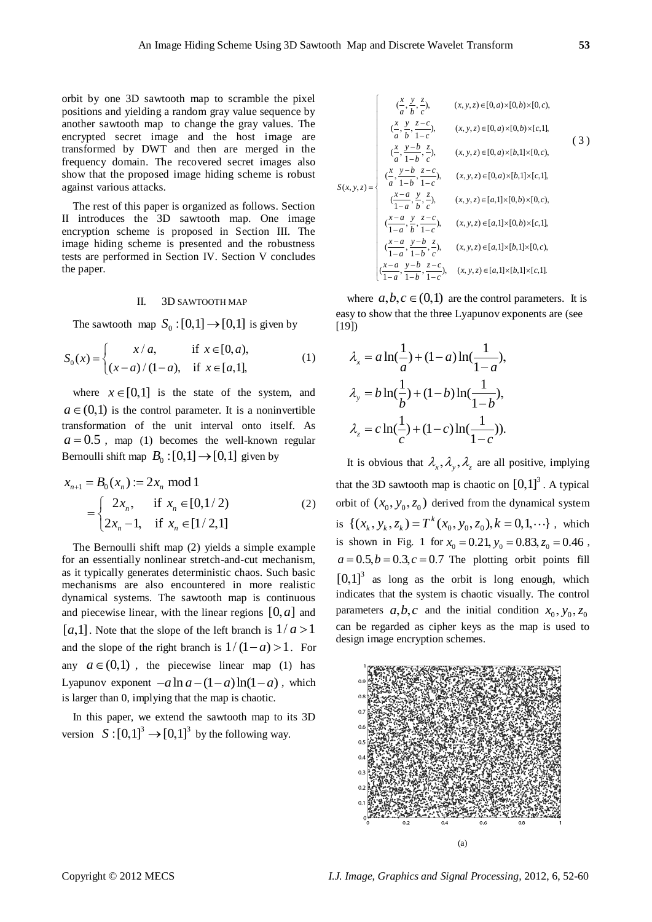orbit by one 3D sawtooth map to scramble the pixel positions and yielding a random gray value sequence by another sawtooth map to change the gray values. The encrypted secret image and the host image are transformed by DWT and then are merged in the frequency domain. The recovered secret images also show that the proposed image hiding scheme is robust against various attacks.

The rest of this paper is organized as follows. Section II introduces the 3D sawtooth map. One image encryption scheme is proposed in Section III. The image hiding scheme is presented and the robustness tests are performed in Section IV. Section V concludes the paper.

## II. 3D SAWTOOTH MAP

The sawtooth map $S_0 : [0,1] \to [0,1]$ is given by

$$S_0(x) = \begin{cases} x/a, & \text{if } x \in [0,a), \\ (x-a)/(1-a), & \text{if } x \in [a,1], \end{cases} \tag{1}$$

where $x \in [0,1]$ is the state of the system, and $a \in (0,1)$ is the control parameter. It is a noninvertible transformation of the unit interval onto itself. As $a = 0.5$, map (1) becomes the well-known regular Bernoulli shift map $B_0 : [0,1] \to [0,1]$ given by

$$\begin{aligned} x_{n+1} = B_0(x_n) &:= 2x_n \bmod 1 \\ &= \begin{cases} 2x_n, & \text{if } x_n \in [0,1/2) \\ 2x_n - 1, & \text{if } x_n \in [1/2,1] \end{cases} \end{aligned} \tag{2}$$

The Bernoulli shift map (2) yields a simple example for an essentially nonlinear stretch-and-cut mechanism, as it typically generates deterministic chaos. Such basic mechanisms are also encountered in more realistic dynamical systems. The sawtooth map is continuous and piecewise linear, with the linear regions $[0,a]$ and $[a,1]$. Note that the slope of the left branch is $1/a > 1$ and the slope of the right branch is $1/(1-a) > 1$. For any $a \in (0,1)$, the piecewise linear map (1) has Lyapunov exponent $-a\ln a - (1-a)\ln(1-a)$, which is larger than 0, implying that the map is chaotic.

In this paper, we extend the sawtooth map to its 3D version $S : [0,1]^3 \to [0,1]^3$ by the following way.

$$S(x,y,z) = \begin{cases} (\frac{x}{a}, \frac{y}{b}, \frac{z}{c}), & (x,y,z) \in [0,a)\times[0,b)\times[0,c), \\ (\frac{x}{a}, \frac{y}{b}, \frac{z-c}{1-c}), & (x,y,z) \in [0,a)\times[0,b)\times[c,1], \\ (\frac{x}{a}, \frac{y-b}{1-b}, \frac{z}{c}), & (x,y,z) \in [0,a)\times[b,1]\times[0,c), \\ (\frac{x}{a}, \frac{y-b}{1-b}, \frac{z-c}{1-c}), & (x,y,z) \in [0,a)\times[b,1]\times[c,1], \\ (\frac{x-a}{1-a}, \frac{y}{b}, \frac{z}{c}), & (x,y,z) \in [a,1]\times[0,b)\times[0,c), \\ (\frac{x-a}{1-a}, \frac{y}{b}, \frac{z-c}{1-c}), & (x,y,z) \in [a,1]\times[0,b)\times[c,1], \\ (\frac{x-a}{1-a}, \frac{y-b}{1-b}, \frac{z}{c}), & (x,y,z) \in [a,1]\times[b,1]\times[0,c), \\ (\frac{x-a}{1-a}, \frac{y-b}{1-b}, \frac{z-c}{1-c}), & (x,y,z) \in [a,1]\times[b,1]\times[c,1]. \end{cases} \tag{3}$$

where $a,b,c \in (0,1)$ are the control parameters. It is easy to show that the three Lyapunov exponents are (see [19])

$$\begin{aligned} \lambda_x &= a\ln(\frac{1}{a}) + (1-a)\ln(\frac{1}{1-a}), \\ \lambda_y &= b\ln(\frac{1}{b}) + (1-b)\ln(\frac{1}{1-b}), \\ \lambda_z &= c\ln(\frac{1}{c}) + (1-c)\ln(\frac{1}{1-c})). \end{aligned}$$

It is obvious that $\lambda_x, \lambda_y, \lambda_z$ are all positive, implying that the 3D sawtooth map is chaotic on $[0,1]^3$. A typical orbit of $(x_0, y_0, z_0)$ derived from the dynamical system is $\{(x_k, y_k, z_k) = T^k(x_0, y_0, z_0), k = 0,1,\cdots\}$, which is shown in Fig. 1 for $x_0 = 0.21, y_0 = 0.83, z_0 = 0.46$, $a = 0.5, b = 0.3, c = 0.7$ The plotting orbit points fill $[0,1]^3$ as long as the orbit is long enough, which indicates that the system is chaotic visually. The control parameters $a,b,c$ and the initial condition $x_0, y_0, z_0$ can be regarded as cipher keys as the map is used to design image encryption schemes.

(a)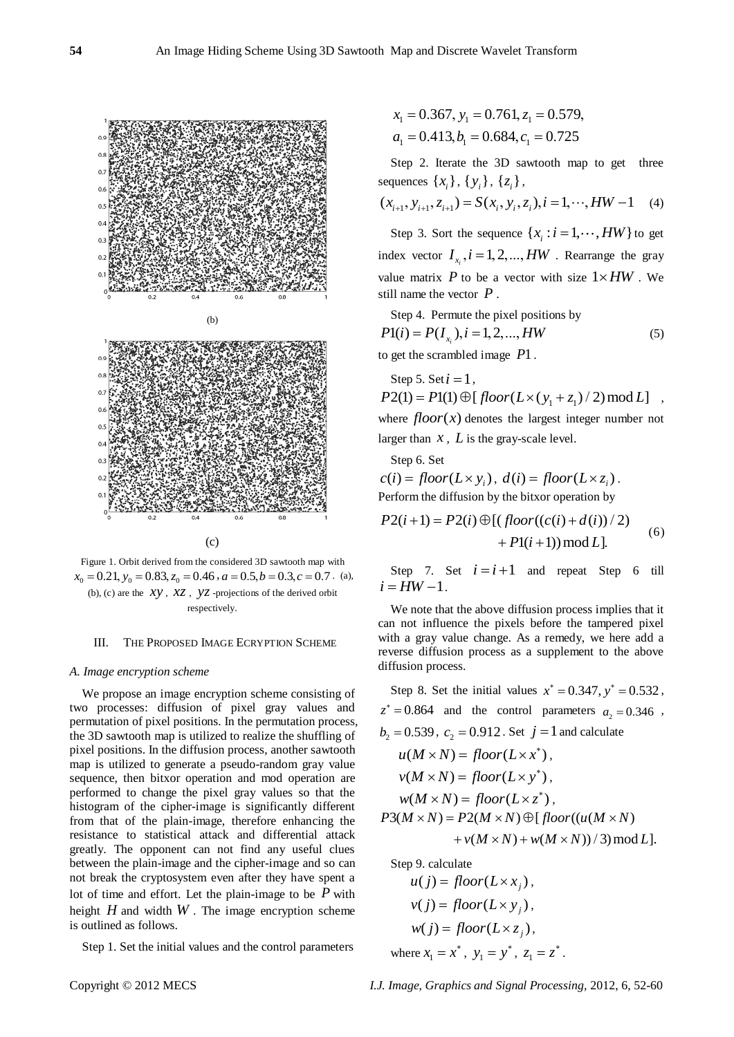(b)

(c)

Figure 1. Orbit derived from the considered 3D sawtooth map with $x_0 = 0.21, y_0 = 0.83, z_0 = 0.46, a = 0.5, b = 0.3, c = 0.7$. (a), (b), (c) are the $xy$, $xz$, $yz$-projections of the derived orbit respectively.

## III. THE PROPOSED IMAGE ECRYPTION SCHEME

### *A. Image encryption scheme*

We propose an image encryption scheme consisting of two processes: diffusion of pixel gray values and permutation of pixel positions. In the permutation process, the 3D sawtooth map is utilized to realize the shuffling of pixel positions. In the diffusion process, another sawtooth map is utilized to generate a pseudo-random gray value sequence, then bitxor operation and mod operation are performed to change the pixel gray values so that the histogram of the cipher-image is significantly different from that of the plain-image, therefore enhancing the resistance to statistical attack and differential attack greatly. The opponent can not find any useful clues between the plain-image and the cipher-image and so can not break the cryptosystem even after they have spent a lot of time and effort. Let the plain-image to be $P$ with height $H$ and width $W$. The image encryption scheme is outlined as follows.

Step 1. Set the initial values and the control parameters

$$x_1 = 0.367, y_1 = 0.761, z_1 = 0.579,$$
$$a_1 = 0.413, b_1 = 0.684, c_1 = 0.725$$

Step 2. Iterate the 3D sawtooth map to get three sequences $\{x_i\}$, $\{y_i\}$, $\{z_i\}$,

$$(x_{i+1}, y_{i+1}, z_{i+1}) = S(x_i, y_i, z_i), i = 1, \cdots, HW-1 \quad (4)$$

Step 3. Sort the sequence $\{x_i : i = 1, \cdots, HW\}$ to get index vector $I_{x_i}, i = 1, 2, ..., HW$. Rearrange the gray value matrix $P$ to be a vector with size $1 \times HW$. We still name the vector $P$.

Step 4. Permute the pixel positions by

$$P1(i) = P(I_{x_i}), i = 1, 2, ..., HW \quad (5)$$

to get the scrambled image $P1$.

Step 5. Set $i = 1$,

$$P2(1) = P1(1) \oplus [floor(L \times (y_1 + z_1)/2) \bmod L],$$

where $floor(x)$ denotes the largest integer number not larger than $x$, $L$ is the gray-scale level.

Step 6. Set

$$c(i) = floor(L \times y_i),\ d(i) = floor(L \times z_i).$$

Perform the diffusion by the bitxor operation by

$$P2(i+1) = P2(i) \oplus [(floor((c(i) + d(i))/2) + P1(i+1)) \bmod L]. \quad (6)$$

Step 7. Set $i = i + 1$ and repeat Step 6 till $i = HW - 1$.

We note that the above diffusion process implies that it can not influence the pixels before the tampered pixel with a gray value change. As a remedy, we here add a reverse diffusion process as a supplement to the above diffusion process.

Step 8. Set the initial values $x^* = 0.347, y^* = 0.532$, $z^* = 0.864$ and the control parameters $a_2 = 0.346$, $b_2 = 0.539$, $c_2 = 0.912$. Set $j = 1$ and calculate

$$u(M \times N) = floor(L \times x^*),$$
$$v(M \times N) = floor(L \times y^*),$$
$$w(M \times N) = floor(L \times z^*),$$
$$P3(M \times N) = P2(M \times N) \oplus [floor((u(M \times N) + v(M \times N) + w(M \times N))/3) \bmod L].$$

Step 9. calculate

$$u(j) = floor(L \times x_j),$$
$$v(j) = floor(L \times y_j),$$
$$w(j) = floor(L \times z_j),$$

where $x_1 = x^*$, $y_1 = y^*$, $z_1 = z^*$.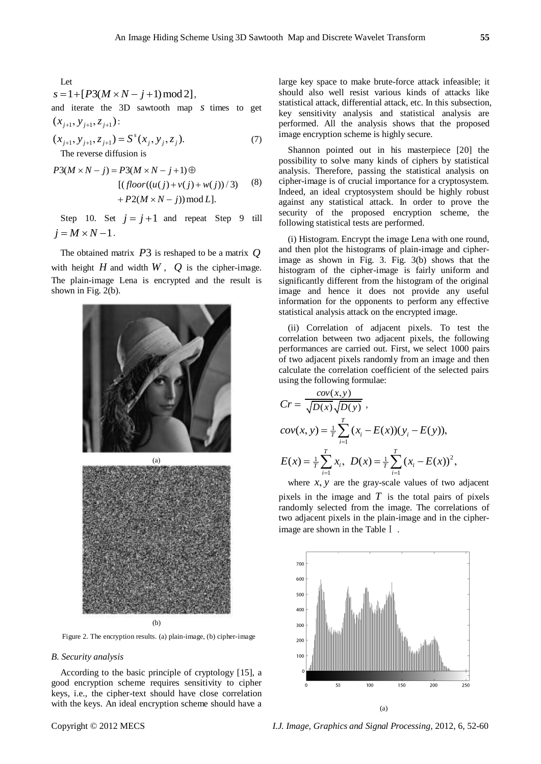Let

$s = 1 + [P3(M \times N - j + 1) \bmod 2]$,

and iterate the 3D sawtooth map $s$ times to get $(x_{j+1}, y_{j+1}, z_{j+1})$:

$$(x_{j+1}, y_{j+1}, z_{j+1}) = S^s(x_j, y_j, z_j). \tag{7}$$

The reverse diffusion is

$$\begin{aligned} P3(M \times N - j) = P3(M \times N - j + 1) \oplus \\ [(floor((u(j) + v(j) + w(j))/3) \\ + P2(M \times N - j)) \bmod L]. \end{aligned} \tag{8}$$

Step 10. Set $j = j + 1$ and repeat Step 9 till $j = M \times N - 1$.

The obtained matrix $P3$ is reshaped to be a matrix $Q$ with height $H$ and width $W$, $Q$ is the cipher-image. The plain-image Lena is encrypted and the result is shown in Fig. 2(b).

(a)

(b)

Figure 2. The encryption results. (a) plain-image, (b) cipher-image

### *B. Security analysis*

According to the basic principle of cryptology [15], a good encryption scheme requires sensitivity to cipher keys, i.e., the cipher-text should have close correlation with the keys. An ideal encryption scheme should have a large key space to make brute-force attack infeasible; it should also well resist various kinds of attacks like statistical attack, differential attack, etc. In this subsection, key sensitivity analysis and statistical analysis are performed. All the analysis shows that the proposed image encryption scheme is highly secure.

Shannon pointed out in his masterpiece [20] the possibility to solve many kinds of ciphers by statistical analysis. Therefore, passing the statistical analysis on cipher-image is of crucial importance for a cryptosystem. Indeed, an ideal cryptosystem should be highly robust against any statistical attack. In order to prove the security of the proposed encryption scheme, the following statistical tests are performed.

(i) Histogram. Encrypt the image Lena with one round, and then plot the histograms of plain-image and cipher-image as shown in Fig. 3. Fig. 3(b) shows that the histogram of the cipher-image is fairly uniform and significantly different from the histogram of the original image and hence it does not provide any useful information for the opponents to perform any effective statistical analysis attack on the encrypted image.

(ii) Correlation of adjacent pixels. To test the correlation between two adjacent pixels, the following performances are carried out. First, we select 1000 pairs of two adjacent pixels randomly from an image and then calculate the correlation coefficient of the selected pairs using the following formulae:

$$Cr = \frac{cov(x,y)}{\sqrt{D(x)}\sqrt{D(y)}},$$

$$cov(x,y) = \tfrac{1}{T}\sum_{i=1}^{T}(x_i - E(x))(y_i - E(y)),$$

$$E(x) = \tfrac{1}{T}\sum_{i=1}^{T} x_i, \;\; D(x) = \tfrac{1}{T}\sum_{i=1}^{T}(x_i - E(x))^2,$$

where $x, y$ are the gray-scale values of two adjacent pixels in the image and $T$ is the total pairs of pixels randomly selected from the image. The correlations of two adjacent pixels in the plain-image and in the cipher-image are shown in the Table Ⅰ.

(a)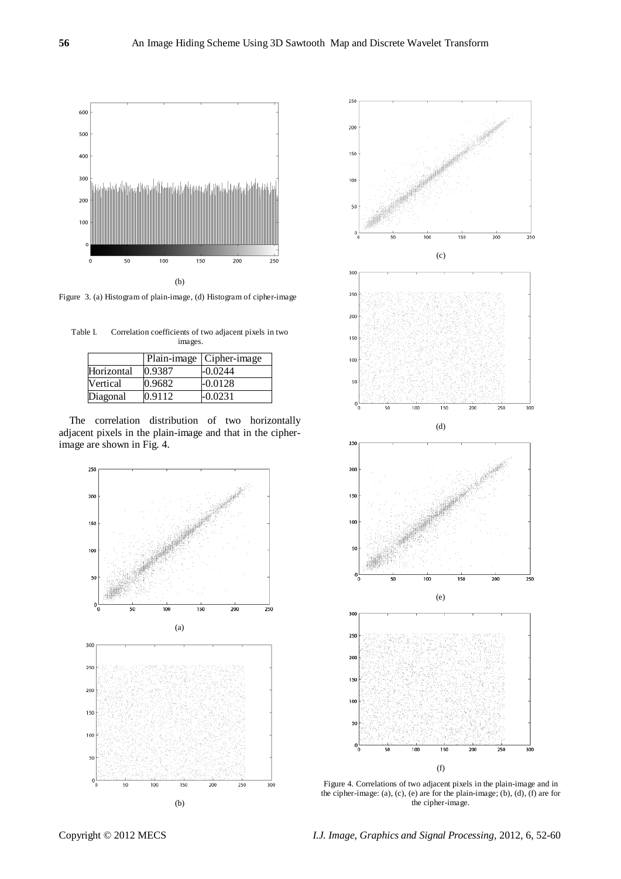(b)

Figure 3. (a) Histogram of plain-image, (d) Histogram of cipher-image

Table I. Correlation coefficients of two adjacent pixels in two images.

| | Plain-image | Cipher-image |
|---|---|---|
| Horizontal | 0.9387 | -0.0244 |
| Vertical | 0.9682 | -0.0128 |
| Diagonal | 0.9112 | -0.0231 |

The correlation distribution of two horizontally adjacent pixels in the plain-image and that in the cipher-image are shown in Fig. 4.

(a)

(b)

(c)

(d)

(e)

(f)

Figure 4. Correlations of two adjacent pixels in the plain-image and in the cipher-image: (a), (c), (e) are for the plain-image; (b), (d), (f) are for the cipher-image.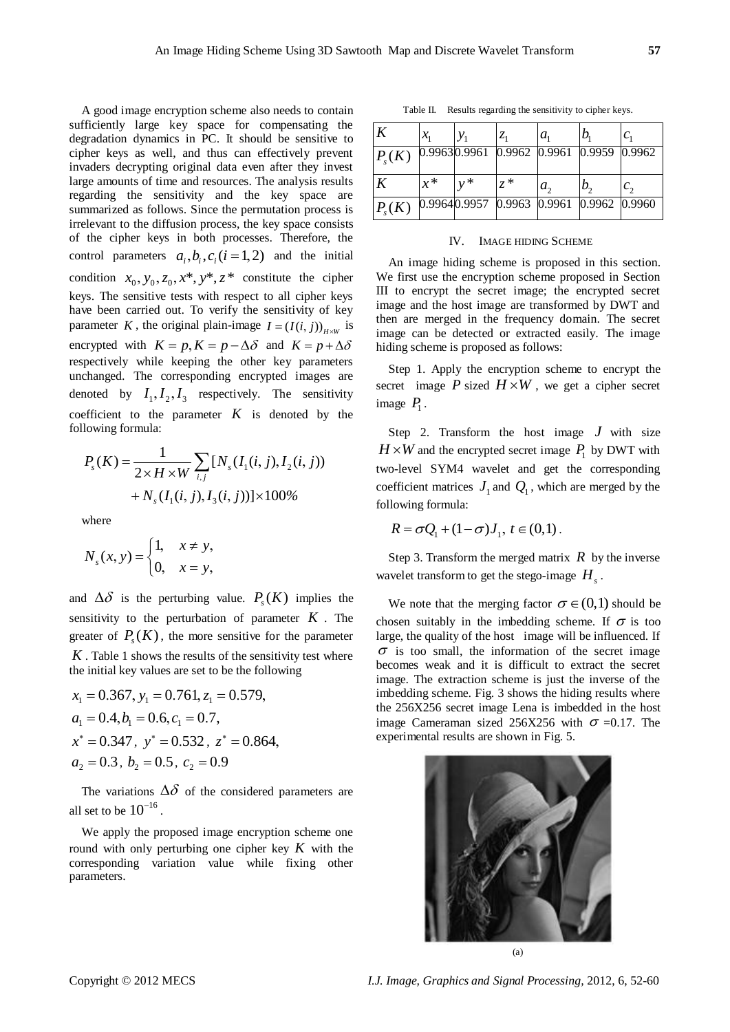A good image encryption scheme also needs to contain sufficiently large key space for compensating the degradation dynamics in PC. It should be sensitive to cipher keys as well, and thus can effectively prevent invaders decrypting original data even after they invest large amounts of time and resources. The analysis results regarding the sensitivity and the key space are summarized as follows. Since the permutation process is irrelevant to the diffusion process, the key space consists of the cipher keys in both processes. Therefore, the control parameters $a_i, b_i, c_i (i=1,2)$ and the initial condition $x_0, y_0, z_0, x^*, y^*, z^*$ constitute the cipher keys. The sensitive tests with respect to all cipher keys have been carried out. To verify the sensitivity of key parameter $K$, the original plain-image $I = (I(i,j))_{H\times W}$ is encrypted with $K = p, K = p - \Delta\delta$ and $K = p + \Delta\delta$ respectively while keeping the other key parameters unchanged. The corresponding encrypted images are denoted by $I_1, I_2, I_3$ respectively. The sensitivity coefficient to the parameter $K$ is denoted by the following formula:

$$P_s(K) = \frac{1}{2\times H\times W}\sum_{i,j}[N_s(I_1(i,j), I_2(i,j)) + N_s(I_1(i,j), I_3(i,j))]\times 100\%$$

where

$$N_s(x,y) = \begin{cases} 1, & x \neq y, \\ 0, & x = y, \end{cases}$$

and $\Delta\delta$ is the perturbing value. $P_s(K)$ implies the sensitivity to the perturbation of parameter $K$. The greater of $P_s(K)$, the more sensitive for the parameter $K$. Table 1 shows the results of the sensitivity test where the initial key values are set to be the following

$$x_1 = 0.367, y_1 = 0.761, z_1 = 0.579,$$
$$a_1 = 0.4, b_1 = 0.6, c_1 = 0.7,$$
$$x^* = 0.347,\ y^* = 0.532,\ z^* = 0.864,$$
$$a_2 = 0.3,\ b_2 = 0.5,\ c_2 = 0.9$$

The variations $\Delta\delta$ of the considered parameters are all set to be $10^{-16}$.

We apply the proposed image encryption scheme one round with only perturbing one cipher key $K$ with the corresponding variation value while fixing other parameters.

Table II. Results regarding the sensitivity to cipher keys.

| $K$ | $x_1$ | $y_1$ | $z_1$ | $a_1$ | $b_1$ | $c_1$ |
|---|---|---|---|---|---|---|
| $P_s(K)$ | 0.9963 | 0.9961 | 0.9962 | 0.9961 | 0.9959 | 0.9962 |
| $K$ | $x^*$ | $y^*$ | $z^*$ | $a_2$ | $b_2$ | $c_2$ |
| $P_s(K)$ | 0.9964 | 0.9957 | 0.9963 | 0.9961 | 0.9962 | 0.9960 |

## IV. IMAGE HIDING SCHEME

An image hiding scheme is proposed in this section. We first use the encryption scheme proposed in Section III to encrypt the secret image; the encrypted secret image and the host image are transformed by DWT and then are merged in the frequency domain. The secret image can be detected or extracted easily. The image hiding scheme is proposed as follows:

Step 1. Apply the encryption scheme to encrypt the secret image $P$ sized $H\times W$, we get a cipher secret image $P_1$.

Step 2. Transform the host image $J$ with size $H\times W$ and the encrypted secret image $P_1$ by DWT with two-level SYM4 wavelet and get the corresponding coefficient matrices $J_1$ and $Q_1$, which are merged by the following formula:

$$R = \sigma Q_1 + (1-\sigma)J_1,\ t\in(0,1).$$

Step 3. Transform the merged matrix $R$ by the inverse wavelet transform to get the stego-image $H_s$.

We note that the merging factor $\sigma \in (0,1)$ should be chosen suitably in the imbedding scheme. If $\sigma$ is too large, the quality of the host image will be influenced. If $\sigma$ is too small, the information of the secret image becomes weak and it is difficult to extract the secret image. The extraction scheme is just the inverse of the imbedding scheme. Fig. 3 shows the hiding results where the 256X256 secret image Lena is imbedded in the host image Cameraman sized 256X256 with $\sigma$ =0.17. The experimental results are shown in Fig. 5.

(a)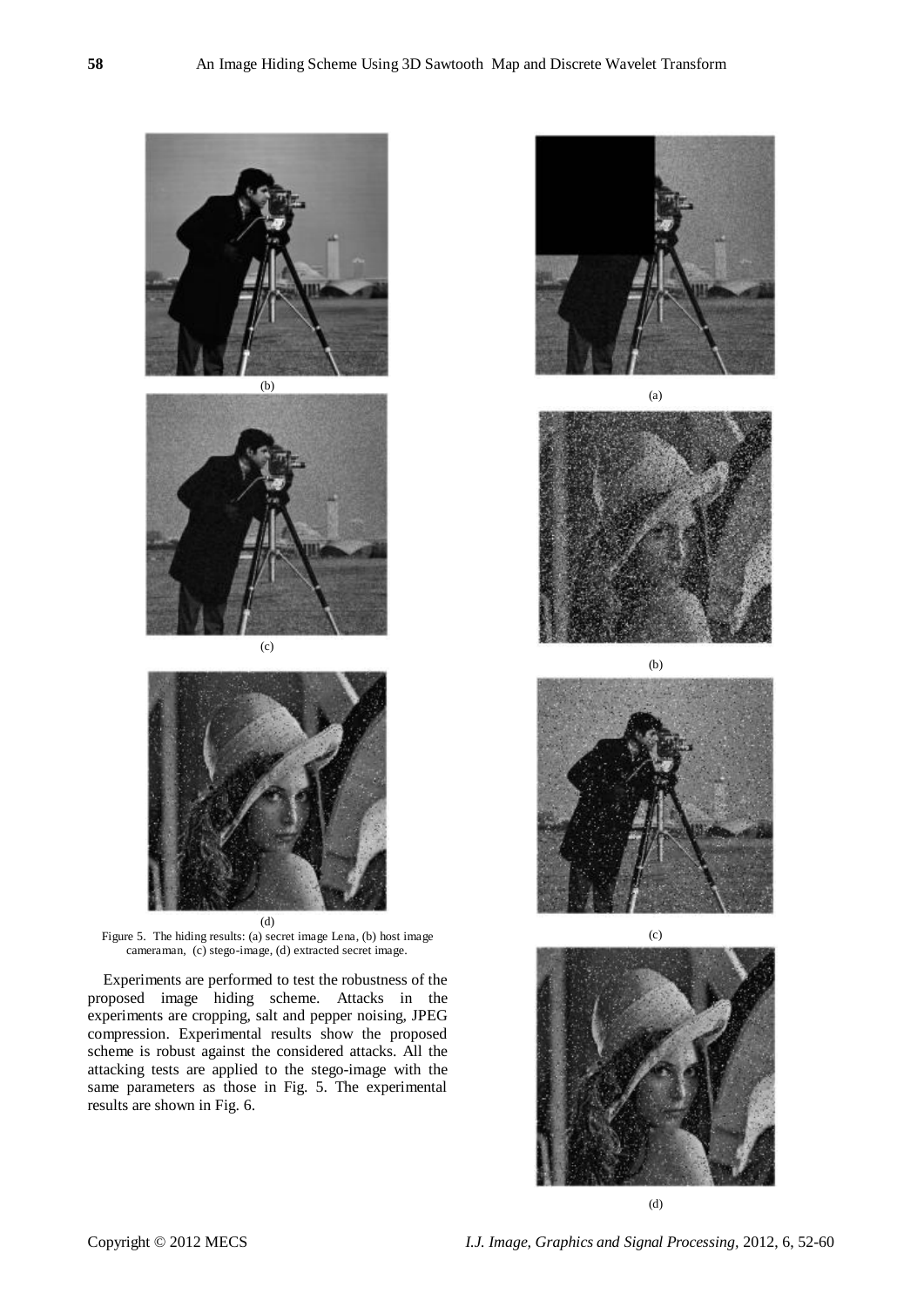(b)

(c)

(d)

Figure 5. The hiding results: (a) secret image Lena, (b) host image cameraman, (c) stego-image, (d) extracted secret image.

Experiments are performed to test the robustness of the proposed image hiding scheme. Attacks in the experiments are cropping, salt and pepper noising, JPEG compression. Experimental results show the proposed scheme is robust against the considered attacks. All the attacking tests are applied to the stego-image with the same parameters as those in Fig. 5. The experimental results are shown in Fig. 6.

(a)

(b)

(c)

(d)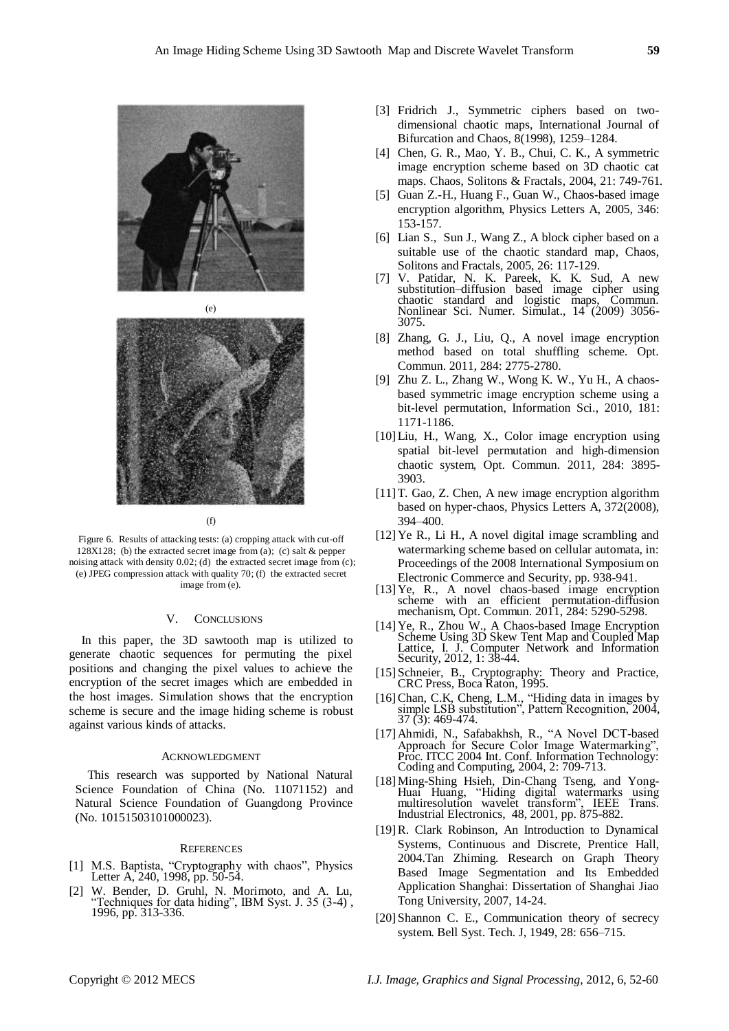(e)

(f)

Figure 6. Results of attacking tests: (a) cropping attack with cut-off 128X128; (b) the extracted secret image from (a); (c) salt & pepper noising attack with density 0.02; (d) the extracted secret image from (c); (e) JPEG compression attack with quality 70; (f) the extracted secret image from (e).

## V. CONCLUSIONS

In this paper, the 3D sawtooth map is utilized to generate chaotic sequences for permuting the pixel positions and changing the pixel values to achieve the encryption of the secret images which are embedded in the host images. Simulation shows that the encryption scheme is secure and the image hiding scheme is robust against various kinds of attacks.

## ACKNOWLEDGMENT

This research was supported by National Natural Science Foundation of China (No. 11071152) and Natural Science Foundation of Guangdong Province (No. 10151503101000023).

## REFERENCES

[1] M.S. Baptista, "Cryptography with chaos", Physics Letter A, 240, 1998, pp. 50-54.

[2] W. Bender, D. Gruhl, N. Morimoto, and A. Lu, "Techniques for data hiding", IBM Syst. J. 35 (3-4), 1996, pp. 313-336.

[3] Fridrich J., Symmetric ciphers based on two-dimensional chaotic maps, International Journal of Bifurcation and Chaos, 8(1998), 1259–1284.

[4] Chen, G. R., Mao, Y. B., Chui, C. K., A symmetric image encryption scheme based on 3D chaotic cat maps. Chaos, Solitons & Fractals, 2004, 21: 749-761.

[5] Guan Z.-H., Huang F., Guan W., Chaos-based image encryption algorithm, Physics Letters A, 2005, 346: 153-157.

[6] Lian S., Sun J., Wang Z., A block cipher based on a suitable use of the chaotic standard map, Chaos, Solitons and Fractals, 2005, 26: 117-129.

[7] V. Patidar, N. K. Pareek, K. K. Sud, A new substitution–diffusion based image cipher using chaotic standard and logistic maps, Commun. Nonlinear Sci. Numer. Simulat., 14 (2009) 3056-3075.

[8] Zhang, G. J., Liu, Q., A novel image encryption method based on total shuffling scheme. Opt. Commun. 2011, 284: 2775-2780.

[9] Zhu Z. L., Zhang W., Wong K. W., Yu H., A chaos-based symmetric image encryption scheme using a bit-level permutation, Information Sci., 2010, 181: 1171-1186.

[10] Liu, H., Wang, X., Color image encryption using spatial bit-level permutation and high-dimension chaotic system, Opt. Commun. 2011, 284: 3895-3903.

[11] T. Gao, Z. Chen, A new image encryption algorithm based on hyper-chaos, Physics Letters A, 372(2008), 394–400.

[12] Ye R., Li H., A novel digital image scrambling and watermarking scheme based on cellular automata, in: Proceedings of the 2008 International Symposium on Electronic Commerce and Security, pp. 938-941.

[13] Ye, R., A novel chaos-based image encryption scheme with an efficient permutation-diffusion mechanism, Opt. Commun. 2011, 284: 5290-5298.

[14] Ye, R., Zhou W., A Chaos-based Image Encryption Scheme Using 3D Skew Tent Map and Coupled Map Lattice, I. J. Computer Network and Information Security, 2012, 1: 38-44.

[15] Schneier, B., Cryptography: Theory and Practice, CRC Press, Boca Raton, 1995.

[16] Chan, C.K, Cheng, L.M., "Hiding data in images by simple LSB substitution", Pattern Recognition, 2004, 37 (3): 469-474.

[17] Ahmidi, N., Safabakhsh, R., "A Novel DCT-based Approach for Secure Color Image Watermarking", Proc. ITCC 2004 Int. Conf. Information Technology: Coding and Computing, 2004, 2: 709-713.

[18] Ming-Shing Hsieh, Din-Chang Tseng, and Yong-Huai Huang, "Hiding digital watermarks using multiresolution wavelet transform", IEEE Trans. Industrial Electronics, 48, 2001, pp. 875-882.

[19] R. Clark Robinson, An Introduction to Dynamical Systems, Continuous and Discrete, Prentice Hall, 2004.Tan Zhiming. Research on Graph Theory Based Image Segmentation and Its Embedded Application Shanghai: Dissertation of Shanghai Jiao Tong University, 2007, 14-24.

[20] Shannon C. E., Communication theory of secrecy system. Bell Syst. Tech. J, 1949, 28: 656–715.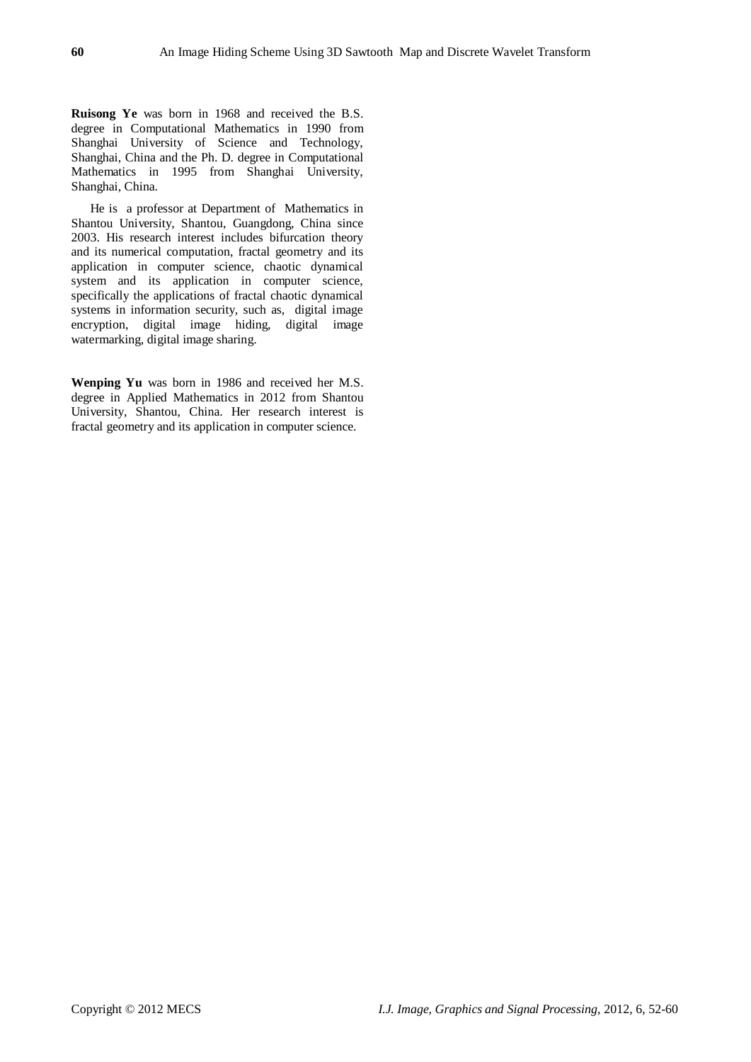**Ruisong Ye** was born in 1968 and received the B.S. degree in Computational Mathematics in 1990 from Shanghai University of Science and Technology, Shanghai, China and the Ph. D. degree in Computational Mathematics in 1995 from Shanghai University, Shanghai, China.

He is a professor at Department of Mathematics in Shantou University, Shantou, Guangdong, China since 2003. His research interest includes bifurcation theory and its numerical computation, fractal geometry and its application in computer science, chaotic dynamical system and its application in computer science, specifically the applications of fractal chaotic dynamical systems in information security, such as, digital image encryption, digital image hiding, digital image watermarking, digital image sharing.

**Wenping Yu** was born in 1986 and received her M.S. degree in Applied Mathematics in 2012 from Shantou University, Shantou, China. Her research interest is fractal geometry and its application in computer science.